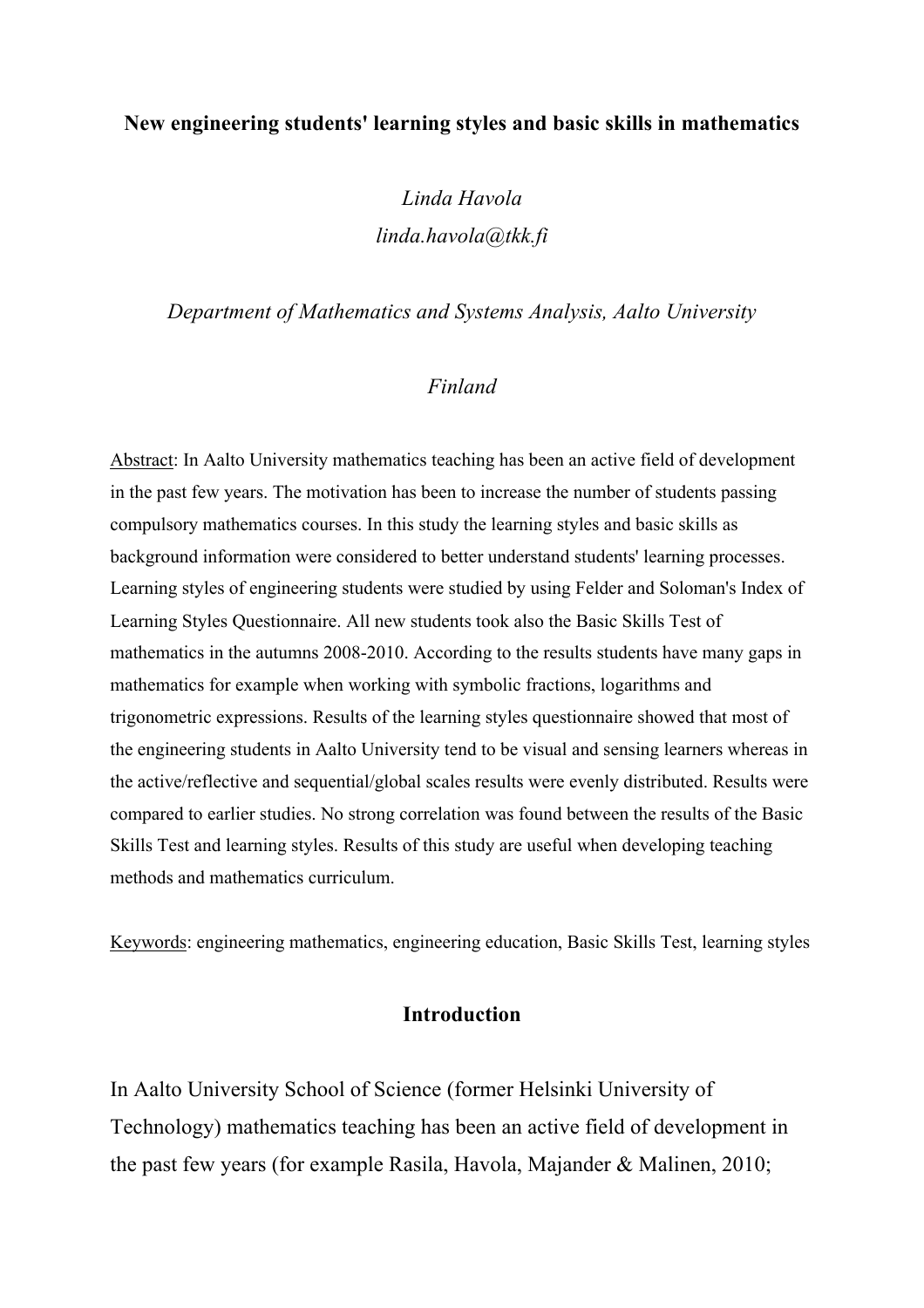# New engineering students' learning styles and basic skills in mathematics

*Linda Havola*
*linda.havola@tkk.fi*

*Department of Mathematics and Systems Analysis, Aalto University*

*Finland*

Abstract: In Aalto University mathematics teaching has been an active field of development in the past few years. The motivation has been to increase the number of students passing compulsory mathematics courses. In this study the learning styles and basic skills as background information were considered to better understand students' learning processes. Learning styles of engineering students were studied by using Felder and Soloman's Index of Learning Styles Questionnaire. All new students took also the Basic Skills Test of mathematics in the autumns 2008-2010. According to the results students have many gaps in mathematics for example when working with symbolic fractions, logarithms and trigonometric expressions. Results of the learning styles questionnaire showed that most of the engineering students in Aalto University tend to be visual and sensing learners whereas in the active/reflective and sequential/global scales results were evenly distributed. Results were compared to earlier studies. No strong correlation was found between the results of the Basic Skills Test and learning styles. Results of this study are useful when developing teaching methods and mathematics curriculum.

Keywords: engineering mathematics, engineering education, Basic Skills Test, learning styles

## Introduction

In Aalto University School of Science (former Helsinki University of Technology) mathematics teaching has been an active field of development in the past few years (for example Rasila, Havola, Majander & Malinen, 2010;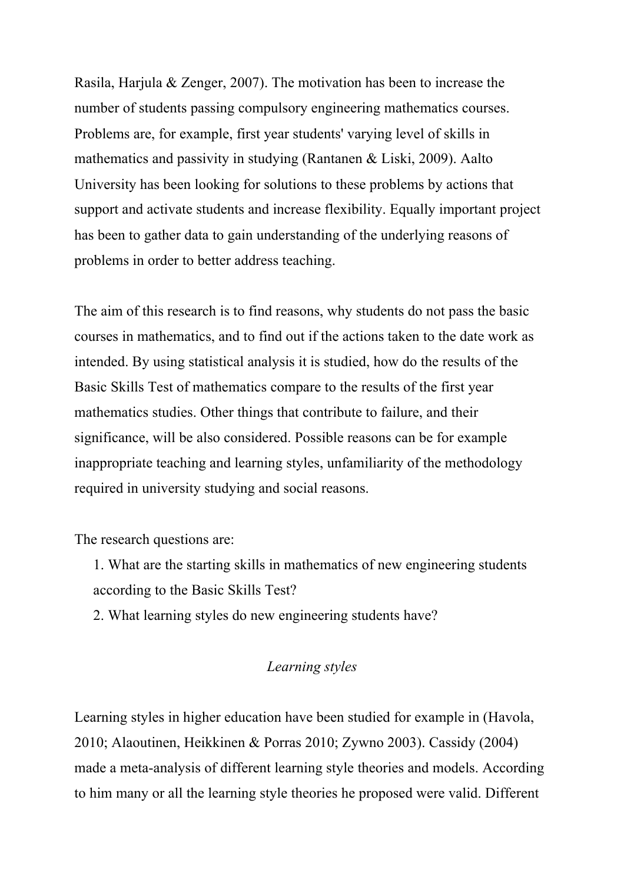Rasila, Harjula & Zenger, 2007). The motivation has been to increase the number of students passing compulsory engineering mathematics courses. Problems are, for example, first year students' varying level of skills in mathematics and passivity in studying (Rantanen & Liski, 2009). Aalto University has been looking for solutions to these problems by actions that support and activate students and increase flexibility. Equally important project has been to gather data to gain understanding of the underlying reasons of problems in order to better address teaching.

The aim of this research is to find reasons, why students do not pass the basic courses in mathematics, and to find out if the actions taken to the date work as intended. By using statistical analysis it is studied, how do the results of the Basic Skills Test of mathematics compare to the results of the first year mathematics studies. Other things that contribute to failure, and their significance, will be also considered. Possible reasons can be for example inappropriate teaching and learning styles, unfamiliarity of the methodology required in university studying and social reasons.

The research questions are:

1. What are the starting skills in mathematics of new engineering students according to the Basic Skills Test?
2. What learning styles do new engineering students have?

## *Learning styles*

Learning styles in higher education have been studied for example in (Havola, 2010; Alaoutinen, Heikkinen & Porras 2010; Zywno 2003). Cassidy (2004) made a meta-analysis of different learning style theories and models. According to him many or all the learning style theories he proposed were valid. Different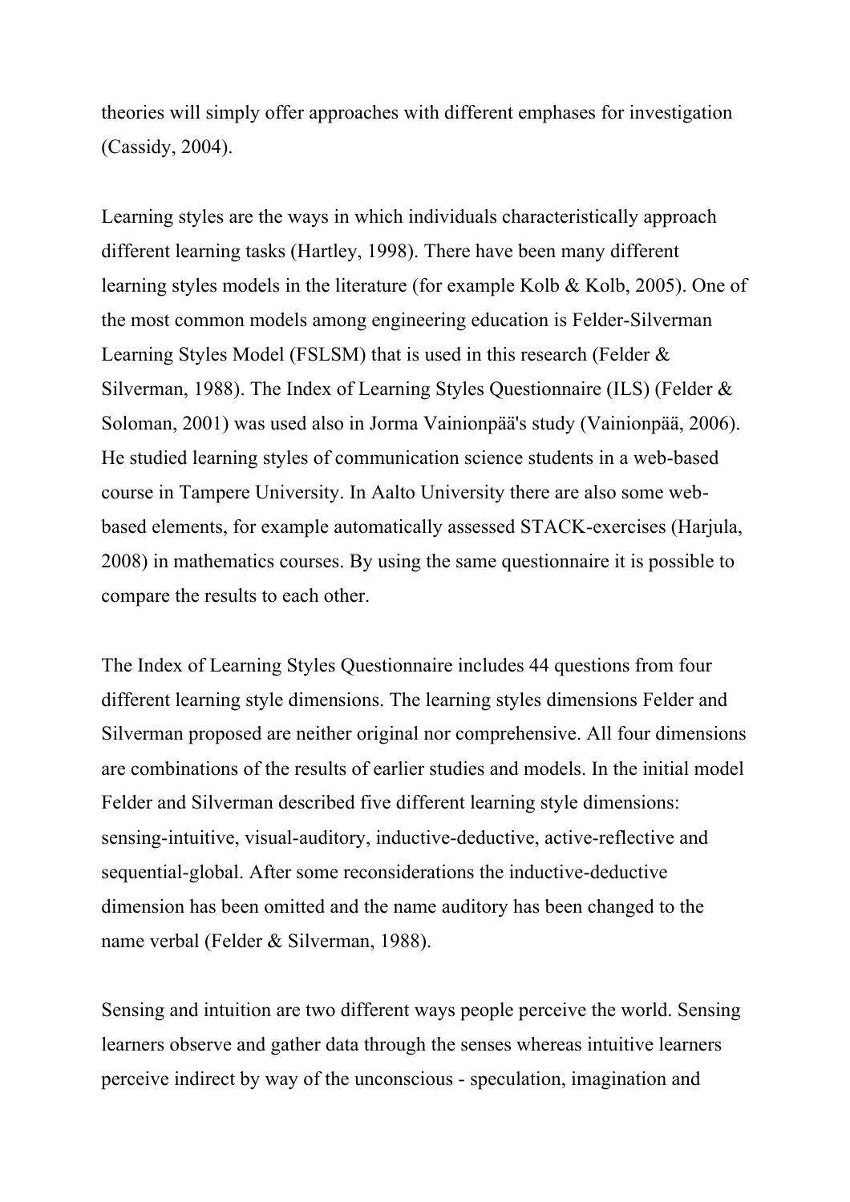theories will simply offer approaches with different emphases for investigation (Cassidy, 2004).

Learning styles are the ways in which individuals characteristically approach different learning tasks (Hartley, 1998). There have been many different learning styles models in the literature (for example Kolb & Kolb, 2005). One of the most common models among engineering education is Felder-Silverman Learning Styles Model (FSLSM) that is used in this research (Felder & Silverman, 1988). The Index of Learning Styles Questionnaire (ILS) (Felder & Soloman, 2001) was used also in Jorma Vainionpää's study (Vainionpää, 2006). He studied learning styles of communication science students in a web-based course in Tampere University. In Aalto University there are also some web-based elements, for example automatically assessed STACK-exercises (Harjula, 2008) in mathematics courses. By using the same questionnaire it is possible to compare the results to each other.

The Index of Learning Styles Questionnaire includes 44 questions from four different learning style dimensions. The learning styles dimensions Felder and Silverman proposed are neither original nor comprehensive. All four dimensions are combinations of the results of earlier studies and models. In the initial model Felder and Silverman described five different learning style dimensions: sensing-intuitive, visual-auditory, inductive-deductive, active-reflective and sequential-global. After some reconsiderations the inductive-deductive dimension has been omitted and the name auditory has been changed to the name verbal (Felder & Silverman, 1988).

Sensing and intuition are two different ways people perceive the world. Sensing learners observe and gather data through the senses whereas intuitive learners perceive indirect by way of the unconscious - speculation, imagination and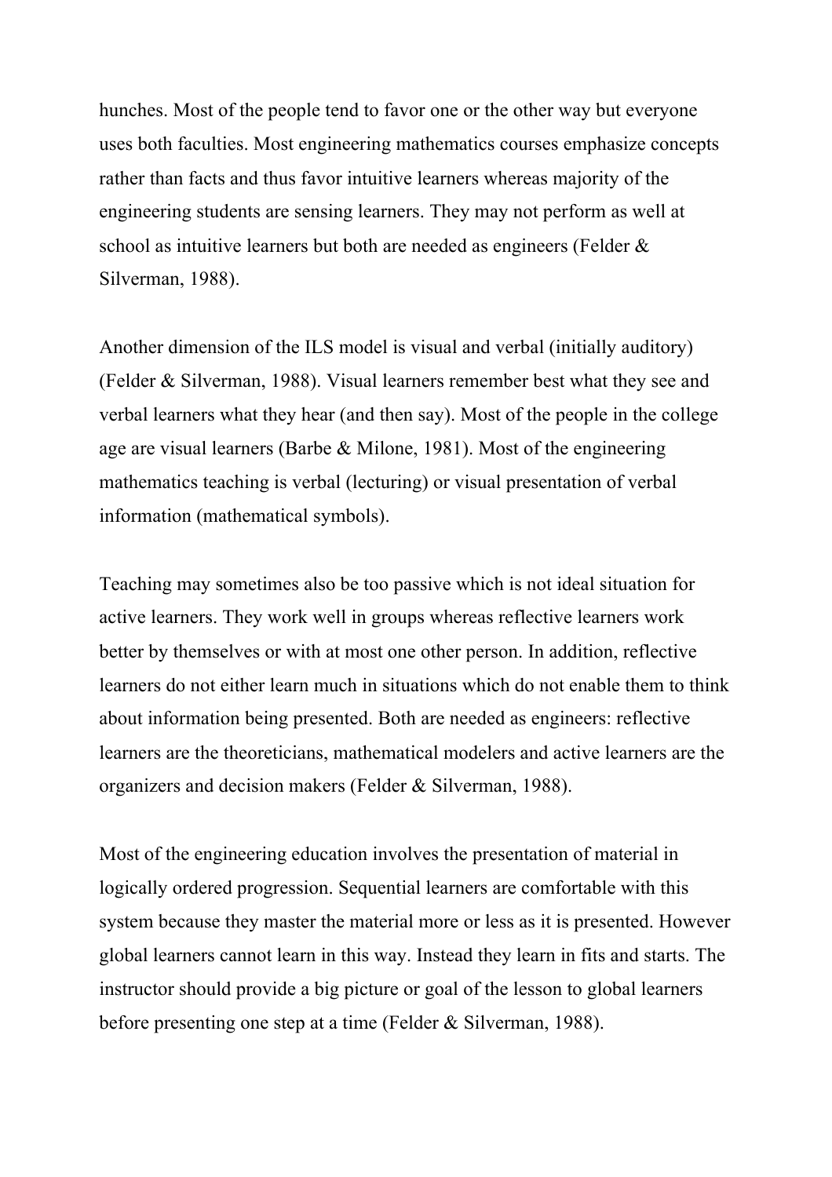hunches. Most of the people tend to favor one or the other way but everyone uses both faculties. Most engineering mathematics courses emphasize concepts rather than facts and thus favor intuitive learners whereas majority of the engineering students are sensing learners. They may not perform as well at school as intuitive learners but both are needed as engineers (Felder & Silverman, 1988).

Another dimension of the ILS model is visual and verbal (initially auditory) (Felder & Silverman, 1988). Visual learners remember best what they see and verbal learners what they hear (and then say). Most of the people in the college age are visual learners (Barbe & Milone, 1981). Most of the engineering mathematics teaching is verbal (lecturing) or visual presentation of verbal information (mathematical symbols).

Teaching may sometimes also be too passive which is not ideal situation for active learners. They work well in groups whereas reflective learners work better by themselves or with at most one other person. In addition, reflective learners do not either learn much in situations which do not enable them to think about information being presented. Both are needed as engineers: reflective learners are the theoreticians, mathematical modelers and active learners are the organizers and decision makers (Felder & Silverman, 1988).

Most of the engineering education involves the presentation of material in logically ordered progression. Sequential learners are comfortable with this system because they master the material more or less as it is presented. However global learners cannot learn in this way. Instead they learn in fits and starts. The instructor should provide a big picture or goal of the lesson to global learners before presenting one step at a time (Felder & Silverman, 1988).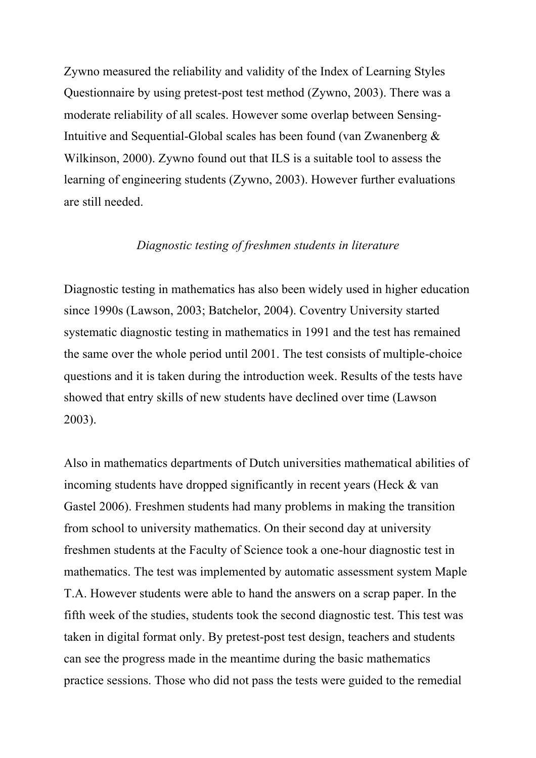Zywno measured the reliability and validity of the Index of Learning Styles Questionnaire by using pretest-post test method (Zywno, 2003). There was a moderate reliability of all scales. However some overlap between Sensing-Intuitive and Sequential-Global scales has been found (van Zwanenberg & Wilkinson, 2000). Zywno found out that ILS is a suitable tool to assess the learning of engineering students (Zywno, 2003). However further evaluations are still needed.

### *Diagnostic testing of freshmen students in literature*

Diagnostic testing in mathematics has also been widely used in higher education since 1990s (Lawson, 2003; Batchelor, 2004). Coventry University started systematic diagnostic testing in mathematics in 1991 and the test has remained the same over the whole period until 2001. The test consists of multiple-choice questions and it is taken during the introduction week. Results of the tests have showed that entry skills of new students have declined over time (Lawson 2003).

Also in mathematics departments of Dutch universities mathematical abilities of incoming students have dropped significantly in recent years (Heck & van Gastel 2006). Freshmen students had many problems in making the transition from school to university mathematics. On their second day at university freshmen students at the Faculty of Science took a one-hour diagnostic test in mathematics. The test was implemented by automatic assessment system Maple T.A. However students were able to hand the answers on a scrap paper. In the fifth week of the studies, students took the second diagnostic test. This test was taken in digital format only. By pretest-post test design, teachers and students can see the progress made in the meantime during the basic mathematics practice sessions. Those who did not pass the tests were guided to the remedial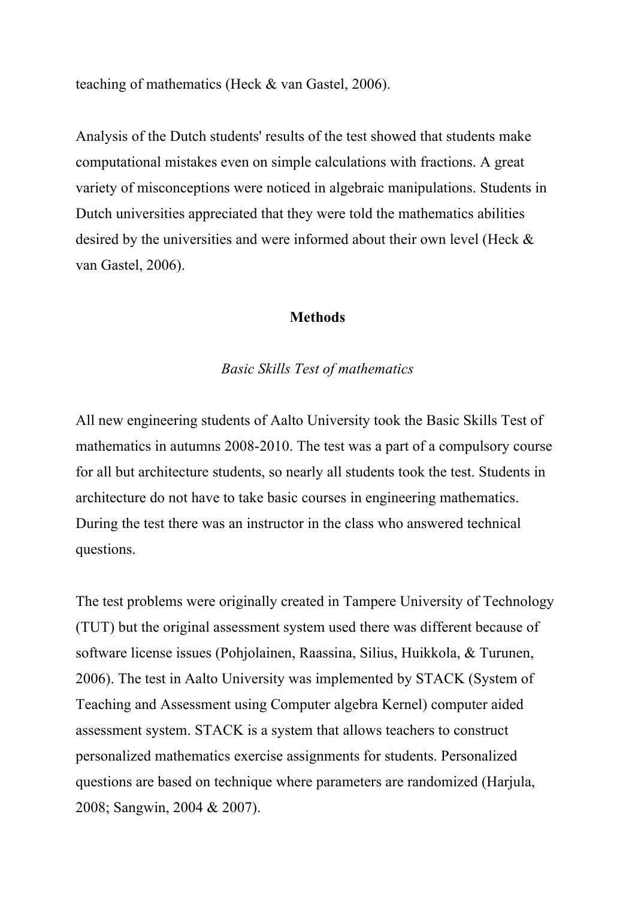teaching of mathematics (Heck & van Gastel, 2006).

Analysis of the Dutch students' results of the test showed that students make computational mistakes even on simple calculations with fractions. A great variety of misconceptions were noticed in algebraic manipulations. Students in Dutch universities appreciated that they were told the mathematics abilities desired by the universities and were informed about their own level (Heck & van Gastel, 2006).

## Methods

### *Basic Skills Test of mathematics*

All new engineering students of Aalto University took the Basic Skills Test of mathematics in autumns 2008-2010. The test was a part of a compulsory course for all but architecture students, so nearly all students took the test. Students in architecture do not have to take basic courses in engineering mathematics. During the test there was an instructor in the class who answered technical questions.

The test problems were originally created in Tampere University of Technology (TUT) but the original assessment system used there was different because of software license issues (Pohjolainen, Raassina, Silius, Huikkola, & Turunen, 2006). The test in Aalto University was implemented by STACK (System of Teaching and Assessment using Computer algebra Kernel) computer aided assessment system. STACK is a system that allows teachers to construct personalized mathematics exercise assignments for students. Personalized questions are based on technique where parameters are randomized (Harjula, 2008; Sangwin, 2004 & 2007).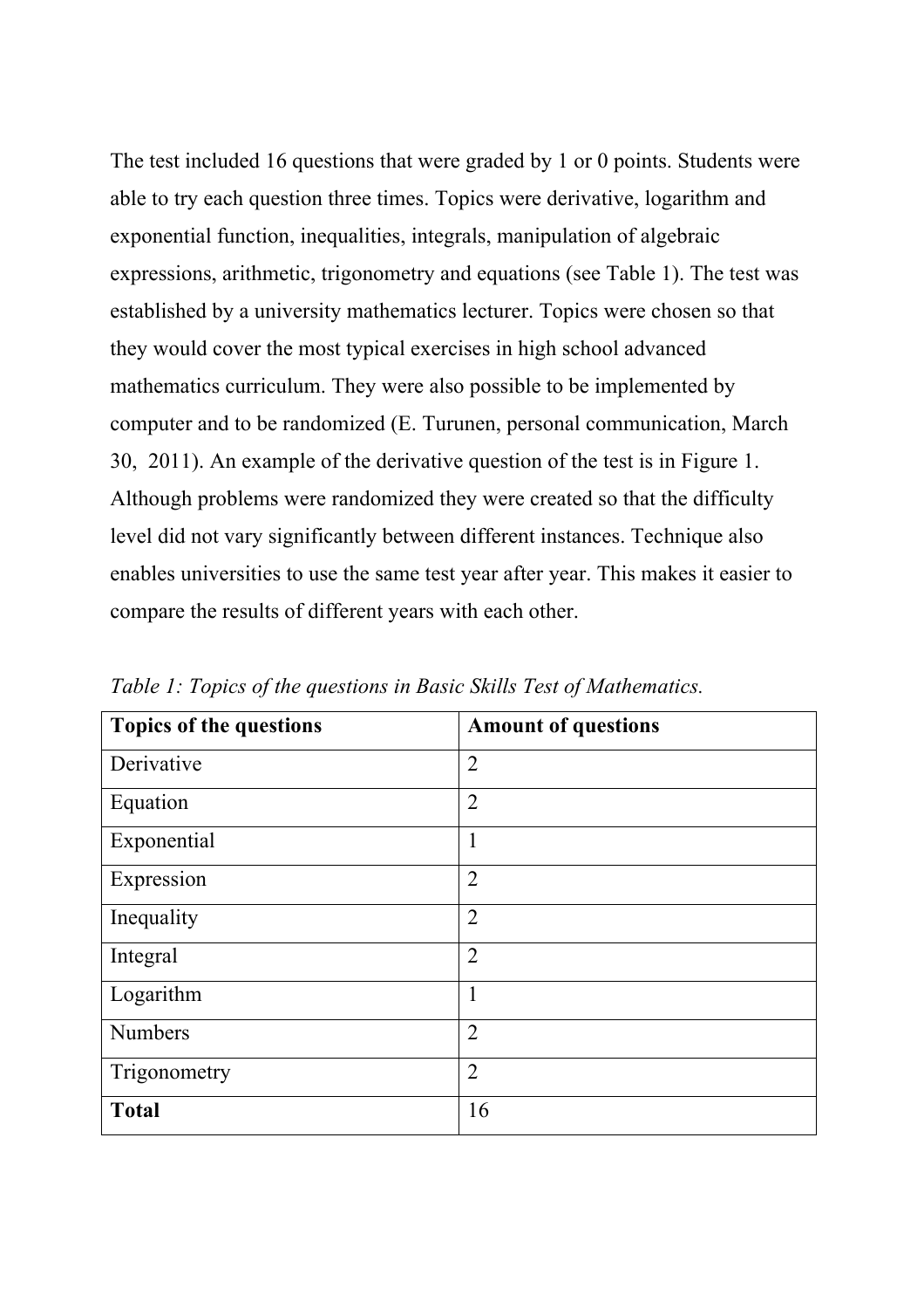The test included 16 questions that were graded by 1 or 0 points. Students were able to try each question three times. Topics were derivative, logarithm and exponential function, inequalities, integrals, manipulation of algebraic expressions, arithmetic, trigonometry and equations (see Table 1). The test was established by a university mathematics lecturer. Topics were chosen so that they would cover the most typical exercises in high school advanced mathematics curriculum. They were also possible to be implemented by computer and to be randomized (E. Turunen, personal communication, March 30, 2011). An example of the derivative question of the test is in Figure 1. Although problems were randomized they were created so that the difficulty level did not vary significantly between different instances. Technique also enables universities to use the same test year after year. This makes it easier to compare the results of different years with each other.

*Table 1: Topics of the questions in Basic Skills Test of Mathematics.*

| **Topics of the questions** | **Amount of questions** |
| --- | --- |
| Derivative | 2 |
| Equation | 2 |
| Exponential | 1 |
| Expression | 2 |
| Inequality | 2 |
| Integral | 2 |
| Logarithm | 1 |
| Numbers | 2 |
| Trigonometry | 2 |
| **Total** | 16 |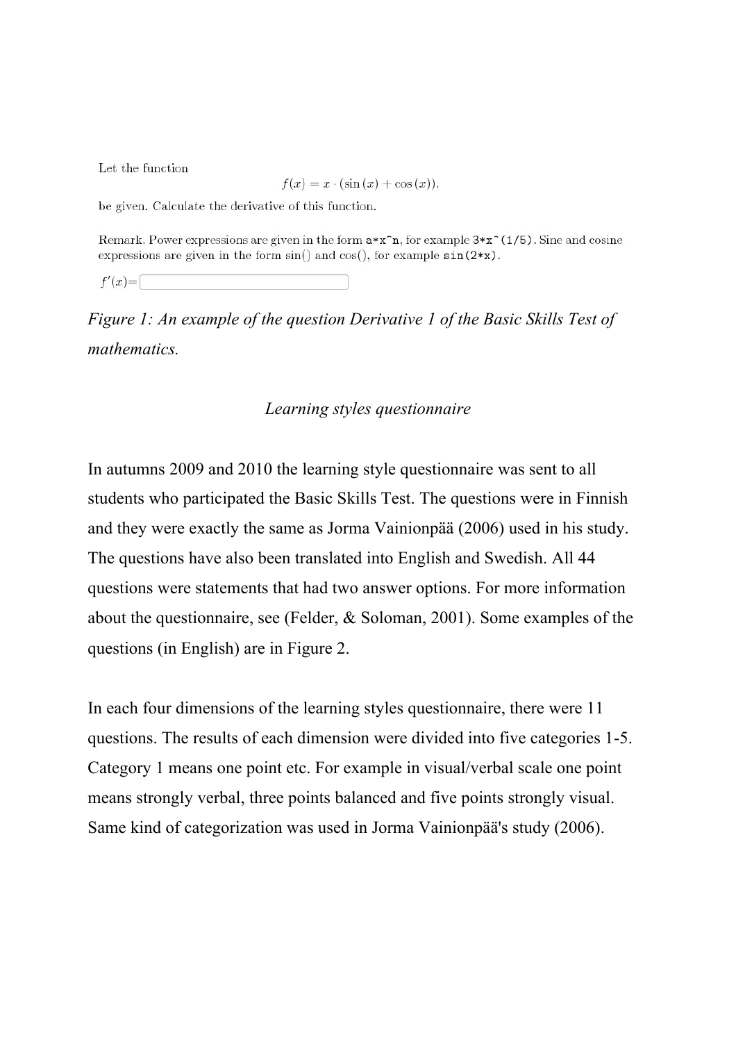Let the function

$$f(x) = x \cdot (\sin(x) + \cos(x)).$$

be given. Calculate the derivative of this function.

Remark. Power expressions are given in the form `a*x^n`, for example `3*x^(1/5)`. Sine and cosine expressions are given in the form sin() and cos(), for example `sin(2*x)`.

$f'(x)=$ 

*Figure 1: An example of the question Derivative 1 of the Basic Skills Test of mathematics.*

*Learning styles questionnaire*

In autumns 2009 and 2010 the learning style questionnaire was sent to all students who participated the Basic Skills Test. The questions were in Finnish and they were exactly the same as Jorma Vainionpää (2006) used in his study. The questions have also been translated into English and Swedish. All 44 questions were statements that had two answer options. For more information about the questionnaire, see (Felder, & Soloman, 2001). Some examples of the questions (in English) are in Figure 2.

In each four dimensions of the learning styles questionnaire, there were 11 questions. The results of each dimension were divided into five categories 1-5. Category 1 means one point etc. For example in visual/verbal scale one point means strongly verbal, three points balanced and five points strongly visual. Same kind of categorization was used in Jorma Vainionpää's study (2006).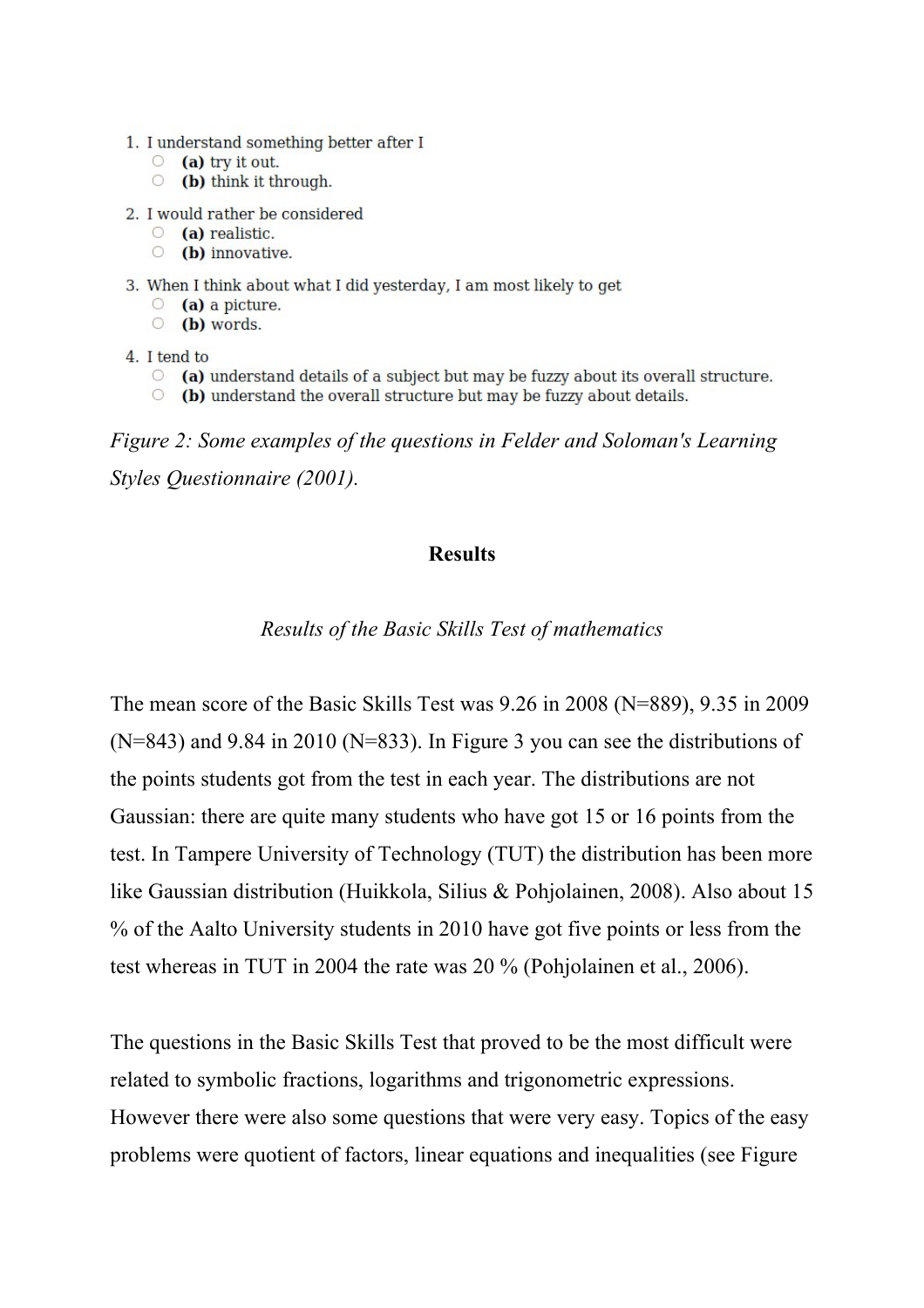1. I understand something better after I
   - (a) try it out.
   - (b) think it through.
2. I would rather be considered
   - (a) realistic.
   - (b) innovative.
3. When I think about what I did yesterday, I am most likely to get
   - (a) a picture.
   - (b) words.
4. I tend to
   - (a) understand details of a subject but may be fuzzy about its overall structure.
   - (b) understand the overall structure but may be fuzzy about details.

*Figure 2: Some examples of the questions in Felder and Soloman's Learning Styles Questionnaire (2001).*

## Results

### *Results of the Basic Skills Test of mathematics*

The mean score of the Basic Skills Test was 9.26 in 2008 (N=889), 9.35 in 2009 (N=843) and 9.84 in 2010 (N=833). In Figure 3 you can see the distributions of the points students got from the test in each year. The distributions are not Gaussian: there are quite many students who have got 15 or 16 points from the test. In Tampere University of Technology (TUT) the distribution has been more like Gaussian distribution (Huikkola, Silius & Pohjolainen, 2008). Also about 15 % of the Aalto University students in 2010 have got five points or less from the test whereas in TUT in 2004 the rate was 20 % (Pohjolainen et al., 2006).

The questions in the Basic Skills Test that proved to be the most difficult were related to symbolic fractions, logarithms and trigonometric expressions. However there were also some questions that were very easy. Topics of the easy problems were quotient of factors, linear equations and inequalities (see Figure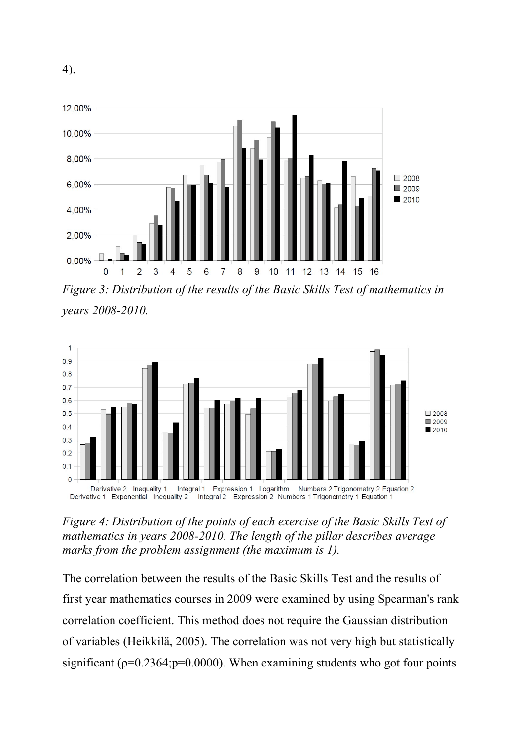4).

*Figure 3: Distribution of the results of the Basic Skills Test of mathematics in years 2008-2010.*

*Figure 4: Distribution of the points of each exercise of the Basic Skills Test of mathematics in years 2008-2010. The length of the pillar describes average marks from the problem assignment (the maximum is 1).*

The correlation between the results of the Basic Skills Test and the results of first year mathematics courses in 2009 were examined by using Spearman's rank correlation coefficient. This method does not require the Gaussian distribution of variables (Heikkilä, 2005). The correlation was not very high but statistically significant ($\rho=0.2364; p=0.0000$). When examining students who got four points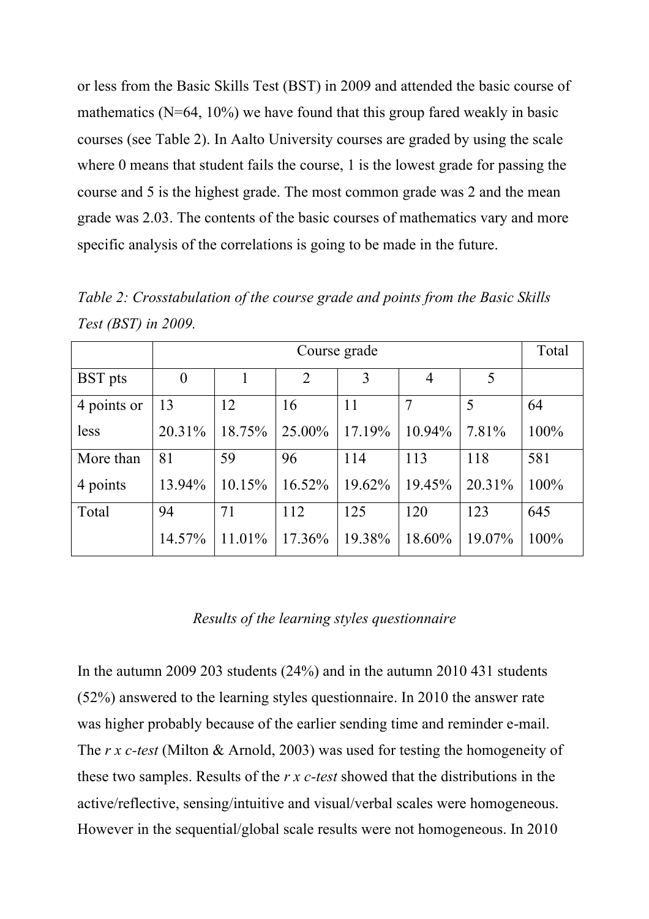or less from the Basic Skills Test (BST) in 2009 and attended the basic course of mathematics (N=64, 10%) we have found that this group fared weakly in basic courses (see Table 2). In Aalto University courses are graded by using the scale where 0 means that student fails the course, 1 is the lowest grade for passing the course and 5 is the highest grade. The most common grade was 2 and the mean grade was 2.03. The contents of the basic courses of mathematics vary and more specific analysis of the correlations is going to be made in the future.

*Table 2: Crosstabulation of the course grade and points from the Basic Skills Test (BST) in 2009.*

| | Course grade | | | | | | Total |
|---|---|---|---|---|---|---|---|
| BST pts | 0 | 1 | 2 | 3 | 4 | 5 | |
| 4 points or less | 13<br>20.31% | 12<br>18.75% | 16<br>25.00% | 11<br>17.19% | 7<br>10.94% | 5<br>7.81% | 64<br>100% |
| More than 4 points | 81<br>13.94% | 59<br>10.15% | 96<br>16.52% | 114<br>19.62% | 113<br>19.45% | 118<br>20.31% | 581<br>100% |
| Total | 94<br>14.57% | 71<br>11.01% | 112<br>17.36% | 125<br>19.38% | 120<br>18.60% | 123<br>19.07% | 645<br>100% |

### *Results of the learning styles questionnaire*

In the autumn 2009 203 students (24%) and in the autumn 2010 431 students (52%) answered to the learning styles questionnaire. In 2010 the answer rate was higher probably because of the earlier sending time and reminder e-mail. The *r x c-test* (Milton & Arnold, 2003) was used for testing the homogeneity of these two samples. Results of the *r x c-test* showed that the distributions in the active/reflective, sensing/intuitive and visual/verbal scales were homogeneous. However in the sequential/global scale results were not homogeneous. In 2010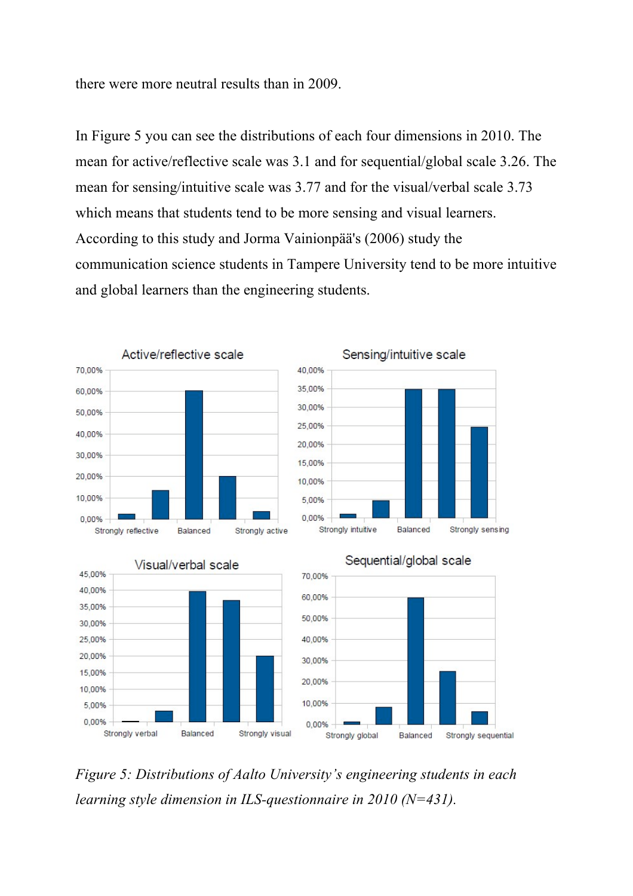there were more neutral results than in 2009.

In Figure 5 you can see the distributions of each four dimensions in 2010. The mean for active/reflective scale was 3.1 and for sequential/global scale 3.26. The mean for sensing/intuitive scale was 3.77 and for the visual/verbal scale 3.73 which means that students tend to be more sensing and visual learners. According to this study and Jorma Vainionpää's (2006) study the communication science students in Tampere University tend to be more intuitive and global learners than the engineering students.

*Figure 5: Distributions of Aalto University's engineering students in each learning style dimension in ILS-questionnaire in 2010 (N=431).*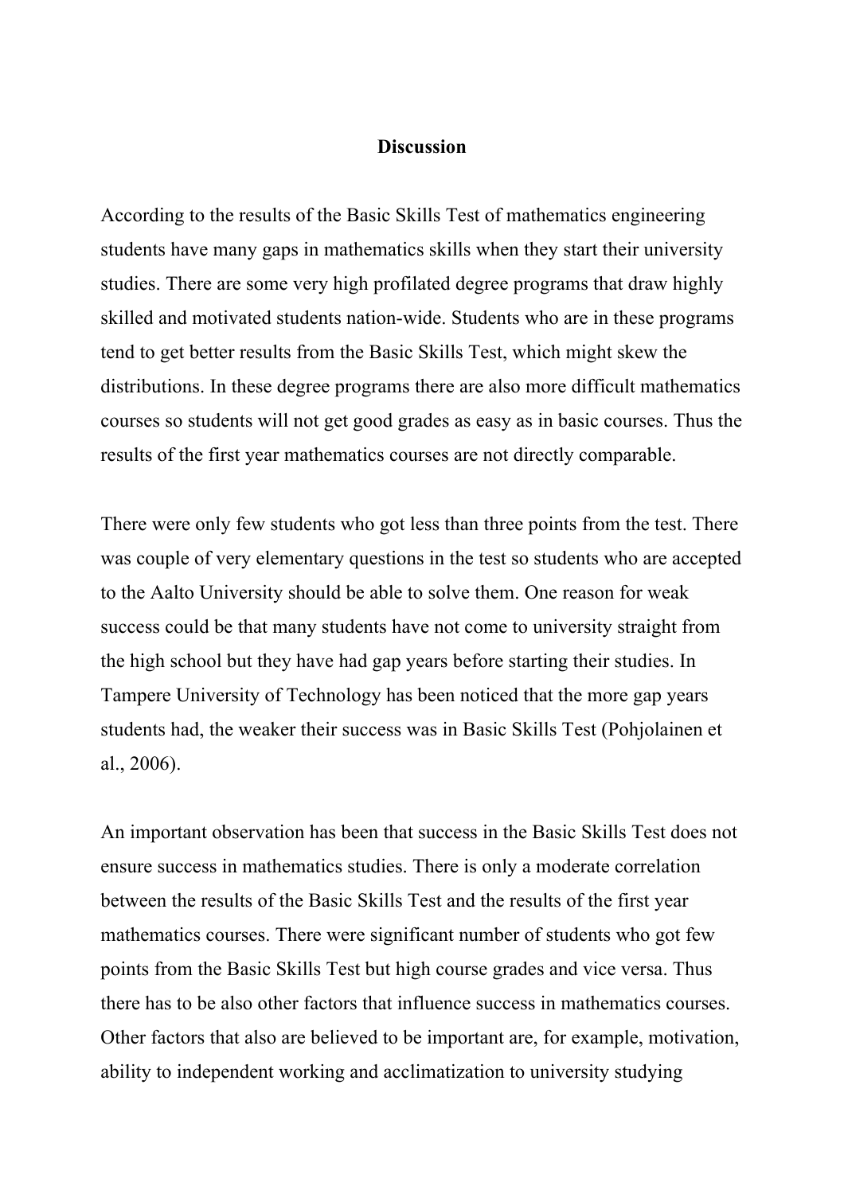## Discussion

According to the results of the Basic Skills Test of mathematics engineering students have many gaps in mathematics skills when they start their university studies. There are some very high profilated degree programs that draw highly skilled and motivated students nation-wide. Students who are in these programs tend to get better results from the Basic Skills Test, which might skew the distributions. In these degree programs there are also more difficult mathematics courses so students will not get good grades as easy as in basic courses. Thus the results of the first year mathematics courses are not directly comparable.

There were only few students who got less than three points from the test. There was couple of very elementary questions in the test so students who are accepted to the Aalto University should be able to solve them. One reason for weak success could be that many students have not come to university straight from the high school but they have had gap years before starting their studies. In Tampere University of Technology has been noticed that the more gap years students had, the weaker their success was in Basic Skills Test (Pohjolainen et al., 2006).

An important observation has been that success in the Basic Skills Test does not ensure success in mathematics studies. There is only a moderate correlation between the results of the Basic Skills Test and the results of the first year mathematics courses. There were significant number of students who got few points from the Basic Skills Test but high course grades and vice versa. Thus there has to be also other factors that influence success in mathematics courses. Other factors that also are believed to be important are, for example, motivation, ability to independent working and acclimatization to university studying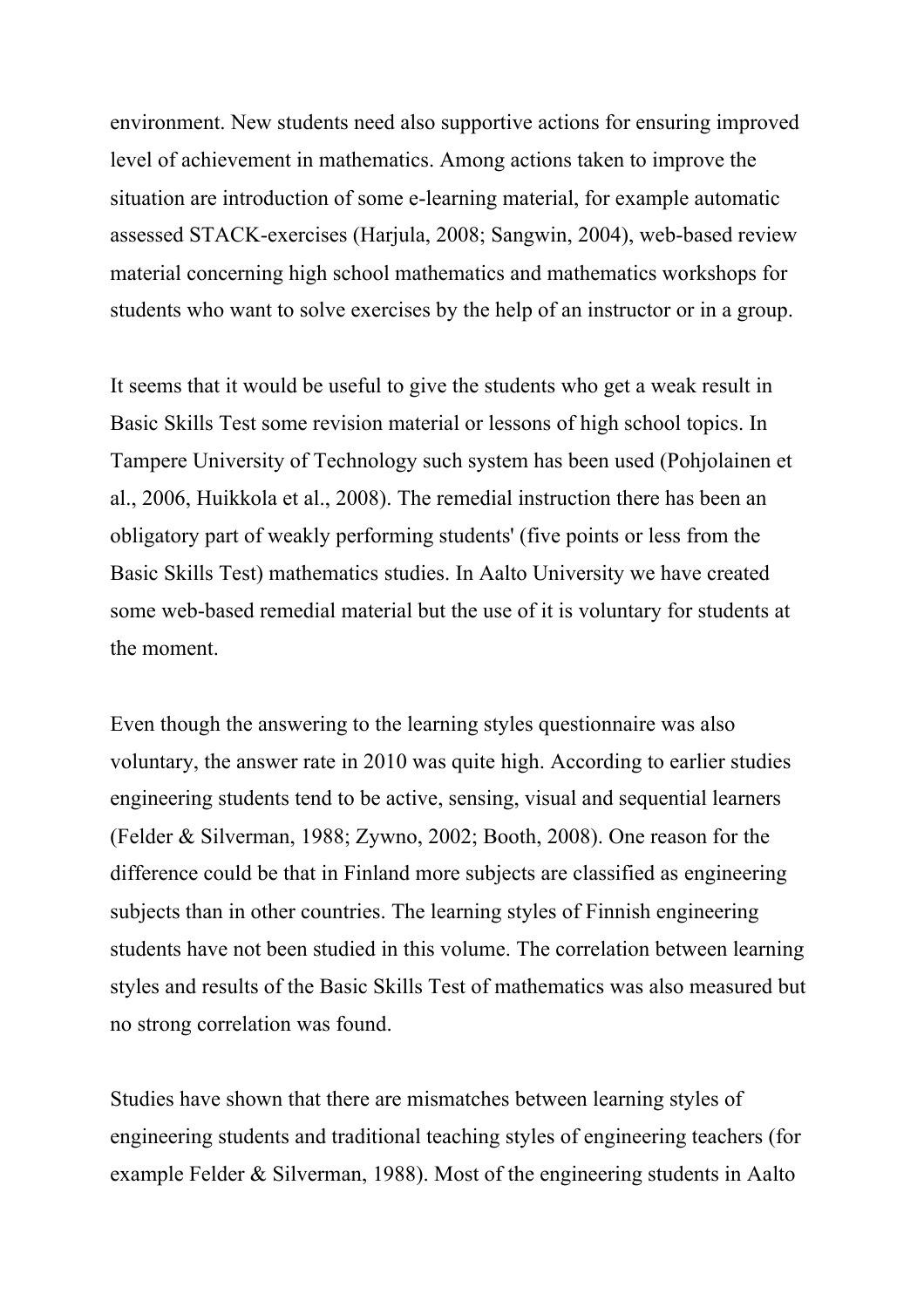environment. New students need also supportive actions for ensuring improved level of achievement in mathematics. Among actions taken to improve the situation are introduction of some e-learning material, for example automatic assessed STACK-exercises (Harjula, 2008; Sangwin, 2004), web-based review material concerning high school mathematics and mathematics workshops for students who want to solve exercises by the help of an instructor or in a group.

It seems that it would be useful to give the students who get a weak result in Basic Skills Test some revision material or lessons of high school topics. In Tampere University of Technology such system has been used (Pohjolainen et al., 2006, Huikkola et al., 2008). The remedial instruction there has been an obligatory part of weakly performing students' (five points or less from the Basic Skills Test) mathematics studies. In Aalto University we have created some web-based remedial material but the use of it is voluntary for students at the moment.

Even though the answering to the learning styles questionnaire was also voluntary, the answer rate in 2010 was quite high. According to earlier studies engineering students tend to be active, sensing, visual and sequential learners (Felder & Silverman, 1988; Zywno, 2002; Booth, 2008). One reason for the difference could be that in Finland more subjects are classified as engineering subjects than in other countries. The learning styles of Finnish engineering students have not been studied in this volume. The correlation between learning styles and results of the Basic Skills Test of mathematics was also measured but no strong correlation was found.

Studies have shown that there are mismatches between learning styles of engineering students and traditional teaching styles of engineering teachers (for example Felder & Silverman, 1988). Most of the engineering students in Aalto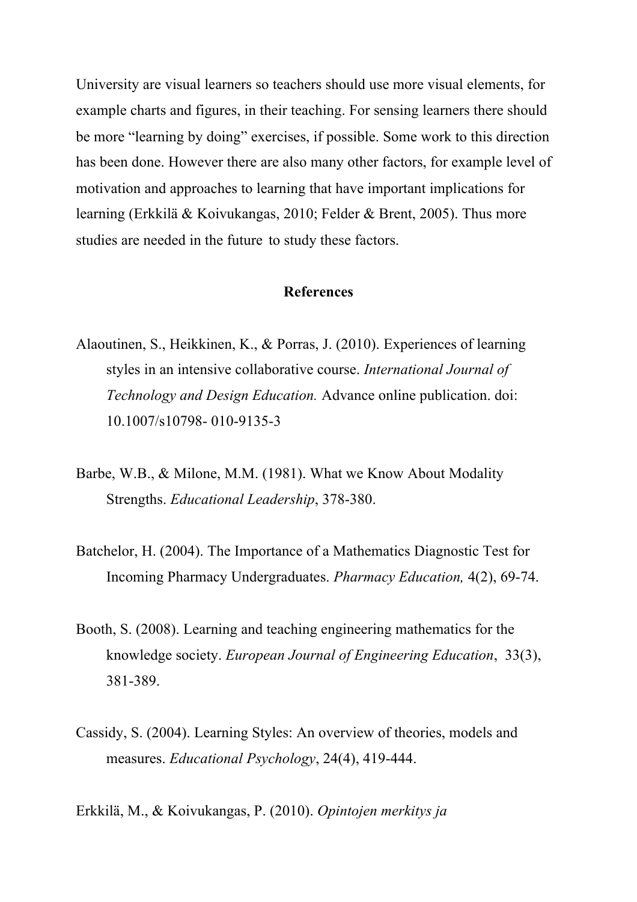University are visual learners so teachers should use more visual elements, for example charts and figures, in their teaching. For sensing learners there should be more "learning by doing" exercises, if possible. Some work to this direction has been done. However there are also many other factors, for example level of motivation and approaches to learning that have important implications for learning (Erkkilä & Koivukangas, 2010; Felder & Brent, 2005). Thus more studies are needed in the future to study these factors.

## References

Alaoutinen, S., Heikkinen, K., & Porras, J. (2010). Experiences of learning styles in an intensive collaborative course. *International Journal of Technology and Design Education.* Advance online publication. doi: 10.1007/s10798- 010-9135-3

Barbe, W.B., & Milone, M.M. (1981). What we Know About Modality Strengths. *Educational Leadership*, 378-380.

Batchelor, H. (2004). The Importance of a Mathematics Diagnostic Test for Incoming Pharmacy Undergraduates. *Pharmacy Education,* 4(2), 69-74.

Booth, S. (2008). Learning and teaching engineering mathematics for the knowledge society. *European Journal of Engineering Education*, 33(3), 381-389.

Cassidy, S. (2004). Learning Styles: An overview of theories, models and measures. *Educational Psychology*, 24(4), 419-444.

Erkkilä, M., & Koivukangas, P. (2010). *Opintojen merkitys ja*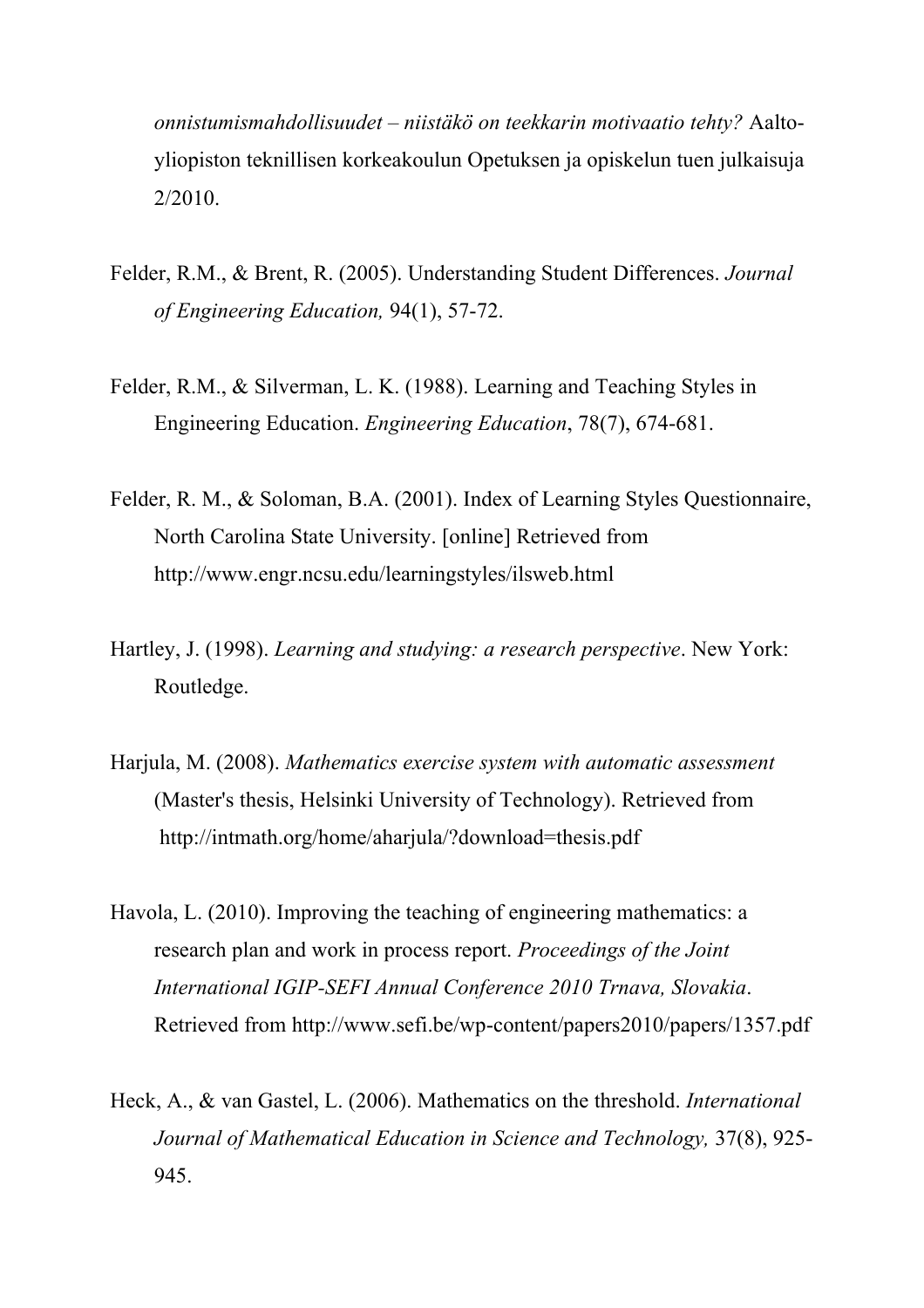*onnistumismahdollisuudet – niistäkö on teekkarin motivaatio tehty?* Aalto-yliopiston teknillisen korkeakoulun Opetuksen ja opiskelun tuen julkaisuja 2/2010.

Felder, R.M., & Brent, R. (2005). Understanding Student Differences. *Journal of Engineering Education,* 94(1), 57-72.

Felder, R.M., & Silverman, L. K. (1988). Learning and Teaching Styles in Engineering Education. *Engineering Education*, 78(7), 674-681.

Felder, R. M., & Soloman, B.A. (2001). Index of Learning Styles Questionnaire, North Carolina State University. [online] Retrieved from http://www.engr.ncsu.edu/learningstyles/ilsweb.html

Hartley, J. (1998). *Learning and studying: a research perspective*. New York: Routledge.

Harjula, M. (2008). *Mathematics exercise system with automatic assessment* (Master's thesis, Helsinki University of Technology). Retrieved from http://intmath.org/home/aharjula/?download=thesis.pdf

Havola, L. (2010). Improving the teaching of engineering mathematics: a research plan and work in process report. *Proceedings of the Joint International IGIP-SEFI Annual Conference 2010 Trnava, Slovakia*. Retrieved from http://www.sefi.be/wp-content/papers2010/papers/1357.pdf

Heck, A., & van Gastel, L. (2006). Mathematics on the threshold. *International Journal of Mathematical Education in Science and Technology,* 37(8), 925-945.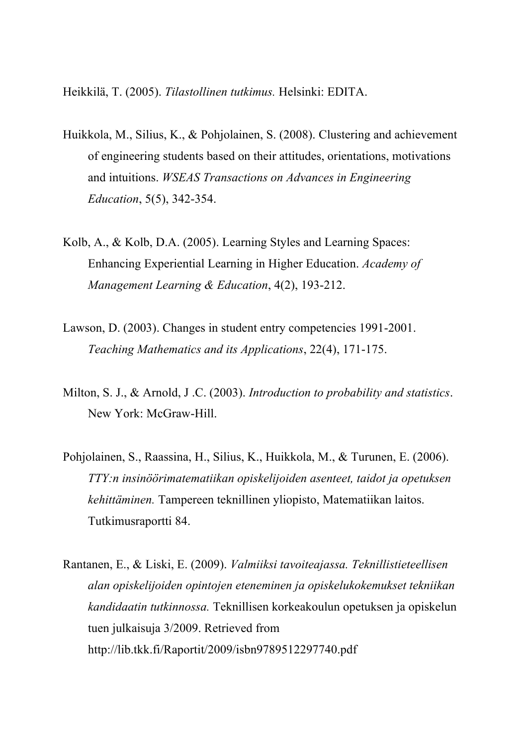Heikkilä, T. (2005). *Tilastollinen tutkimus.* Helsinki: EDITA.

Huikkola, M., Silius, K., & Pohjolainen, S. (2008). Clustering and achievement of engineering students based on their attitudes, orientations, motivations and intuitions. *WSEAS Transactions on Advances in Engineering Education*, 5(5), 342-354.

Kolb, A., & Kolb, D.A. (2005). Learning Styles and Learning Spaces: Enhancing Experiential Learning in Higher Education. *Academy of Management Learning & Education*, 4(2), 193-212.

Lawson, D. (2003). Changes in student entry competencies 1991-2001. *Teaching Mathematics and its Applications*, 22(4), 171-175.

Milton, S. J., & Arnold, J .C. (2003). *Introduction to probability and statistics*. New York: McGraw-Hill.

Pohjolainen, S., Raassina, H., Silius, K., Huikkola, M., & Turunen, E. (2006). *TTY:n insinöörimatematiikan opiskelijoiden asenteet, taidot ja opetuksen kehittäminen.* Tampereen teknillinen yliopisto, Matematiikan laitos. Tutkimusraportti 84.

Rantanen, E., & Liski, E. (2009). *Valmiiksi tavoiteajassa. Teknillistieteellisen alan opiskelijoiden opintojen eteneminen ja opiskelukokemukset tekniikan kandidaatin tutkinnossa.* Teknillisen korkeakoulun opetuksen ja opiskelun tuen julkaisuja 3/2009. Retrieved from http://lib.tkk.fi/Raportit/2009/isbn9789512297740.pdf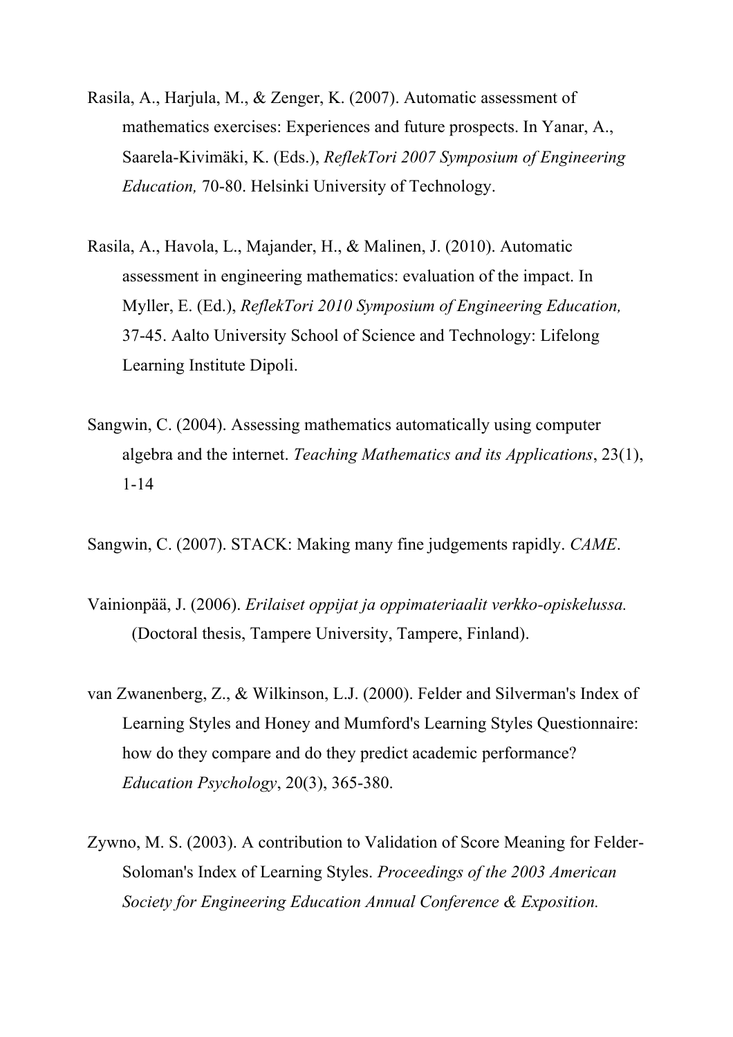Rasila, A., Harjula, M., & Zenger, K. (2007). Automatic assessment of mathematics exercises: Experiences and future prospects. In Yanar, A., Saarela-Kivimäki, K. (Eds.), *ReflekTori 2007 Symposium of Engineering Education,* 70-80. Helsinki University of Technology.

Rasila, A., Havola, L., Majander, H., & Malinen, J. (2010). Automatic assessment in engineering mathematics: evaluation of the impact. In Myller, E. (Ed.), *ReflekTori 2010 Symposium of Engineering Education,* 37-45. Aalto University School of Science and Technology: Lifelong Learning Institute Dipoli.

Sangwin, C. (2004). Assessing mathematics automatically using computer algebra and the internet. *Teaching Mathematics and its Applications*, 23(1), 1-14

Sangwin, C. (2007). STACK: Making many fine judgements rapidly. *CAME*.

Vainionpää, J. (2006). *Erilaiset oppijat ja oppimateriaalit verkko-opiskelussa.* (Doctoral thesis, Tampere University, Tampere, Finland).

van Zwanenberg, Z., & Wilkinson, L.J. (2000). Felder and Silverman's Index of Learning Styles and Honey and Mumford's Learning Styles Questionnaire: how do they compare and do they predict academic performance? *Education Psychology*, 20(3), 365-380.

Zywno, M. S. (2003). A contribution to Validation of Score Meaning for Felder-Soloman's Index of Learning Styles. *Proceedings of the 2003 American Society for Engineering Education Annual Conference & Exposition.*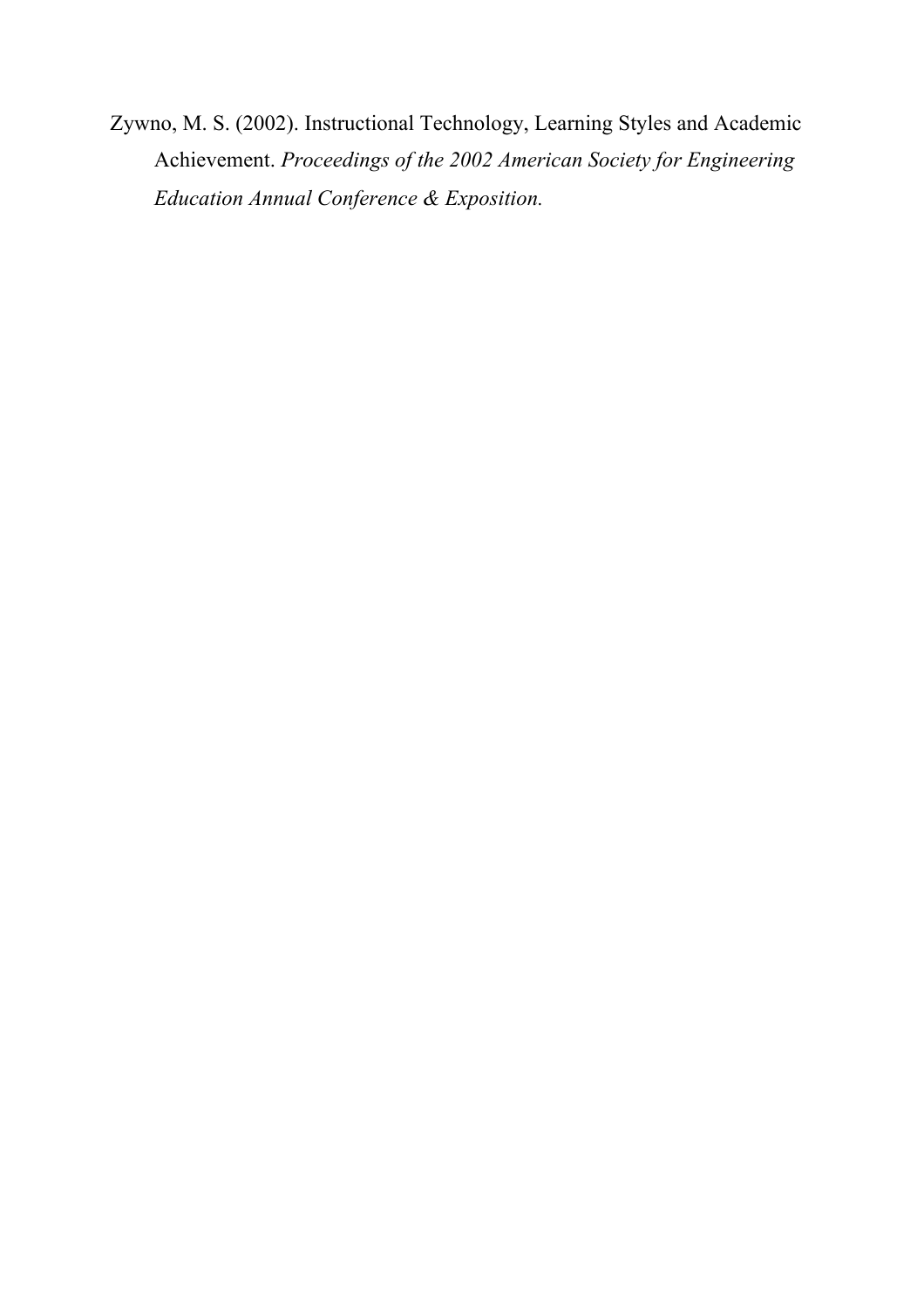Zywno, M. S. (2002). Instructional Technology, Learning Styles and Academic Achievement. *Proceedings of the 2002 American Society for Engineering Education Annual Conference & Exposition.*